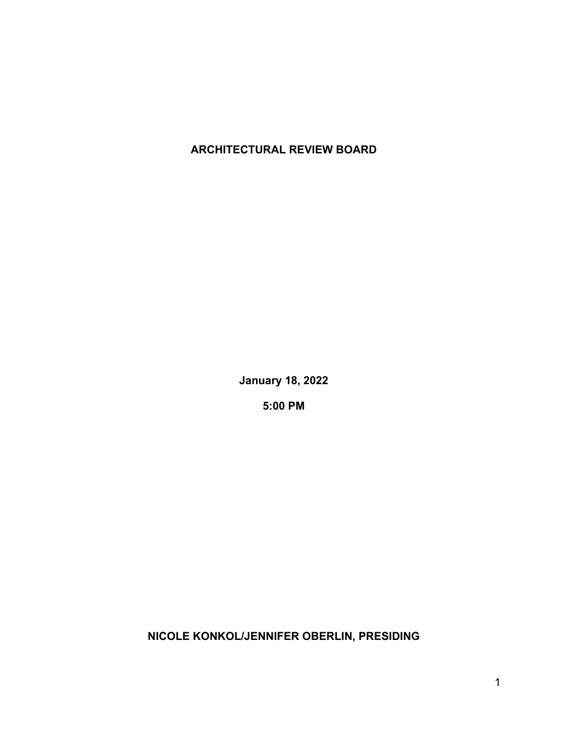# ARCHITECTURAL REVIEW BOARD

**January 18, 2022**

**5:00 PM**

**NICOLE KONKOL/JENNIFER OBERLIN, PRESIDING**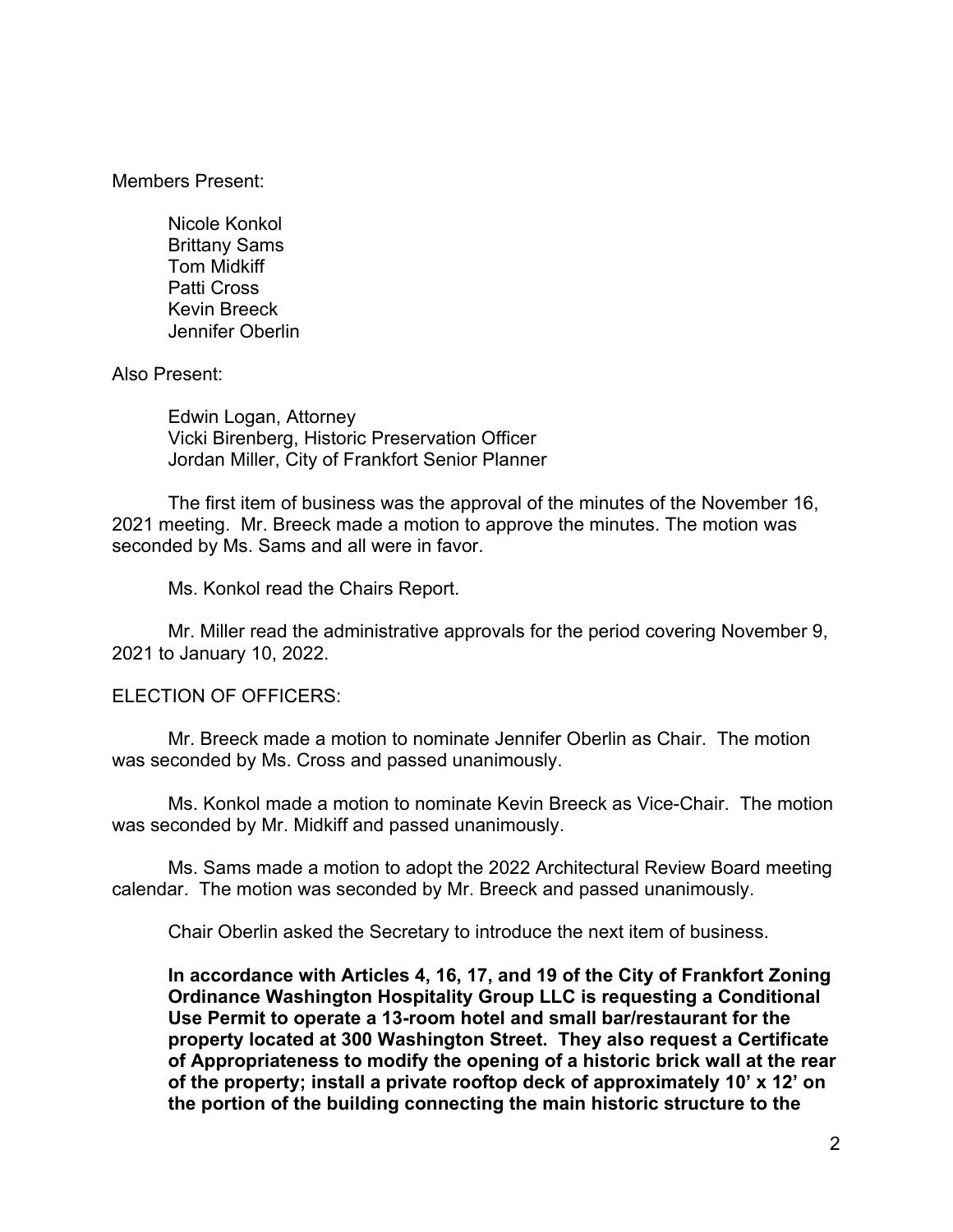Members Present:

Nicole Konkol
Brittany Sams
Tom Midkiff
Patti Cross
Kevin Breeck
Jennifer Oberlin

Also Present:

Edwin Logan, Attorney
Vicki Birenberg, Historic Preservation Officer
Jordan Miller, City of Frankfort Senior Planner

The first item of business was the approval of the minutes of the November 16, 2021 meeting. Mr. Breeck made a motion to approve the minutes. The motion was seconded by Ms. Sams and all were in favor.

Ms. Konkol read the Chairs Report.

Mr. Miller read the administrative approvals for the period covering November 9, 2021 to January 10, 2022.

ELECTION OF OFFICERS:

Mr. Breeck made a motion to nominate Jennifer Oberlin as Chair. The motion was seconded by Ms. Cross and passed unanimously.

Ms. Konkol made a motion to nominate Kevin Breeck as Vice-Chair. The motion was seconded by Mr. Midkiff and passed unanimously.

Ms. Sams made a motion to adopt the 2022 Architectural Review Board meeting calendar. The motion was seconded by Mr. Breeck and passed unanimously.

Chair Oberlin asked the Secretary to introduce the next item of business.

**In accordance with Articles 4, 16, 17, and 19 of the City of Frankfort Zoning Ordinance Washington Hospitality Group LLC is requesting a Conditional Use Permit to operate a 13-room hotel and small bar/restaurant for the property located at 300 Washington Street. They also request a Certificate of Appropriateness to modify the opening of a historic brick wall at the rear of the property; install a private rooftop deck of approximately 10' x 12' on the portion of the building connecting the main historic structure to the**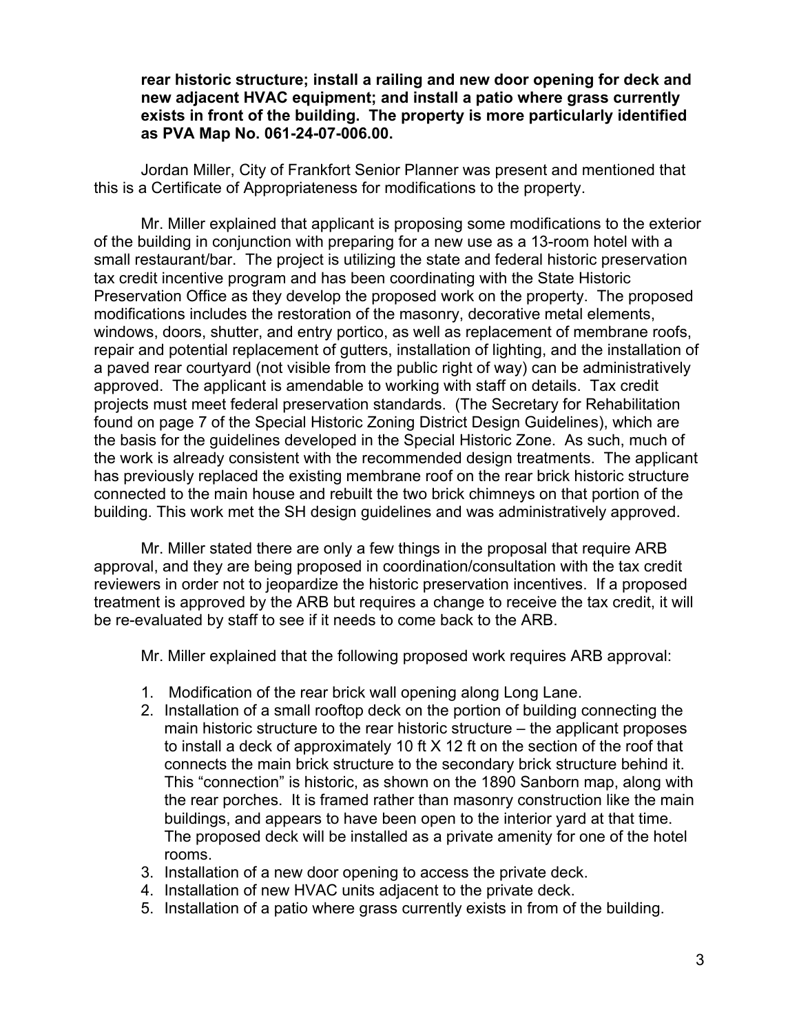**rear historic structure; install a railing and new door opening for deck and new adjacent HVAC equipment; and install a patio where grass currently exists in front of the building. The property is more particularly identified as PVA Map No. 061-24-07-006.00.**

Jordan Miller, City of Frankfort Senior Planner was present and mentioned that this is a Certificate of Appropriateness for modifications to the property.

Mr. Miller explained that applicant is proposing some modifications to the exterior of the building in conjunction with preparing for a new use as a 13-room hotel with a small restaurant/bar. The project is utilizing the state and federal historic preservation tax credit incentive program and has been coordinating with the State Historic Preservation Office as they develop the proposed work on the property. The proposed modifications includes the restoration of the masonry, decorative metal elements, windows, doors, shutter, and entry portico, as well as replacement of membrane roofs, repair and potential replacement of gutters, installation of lighting, and the installation of a paved rear courtyard (not visible from the public right of way) can be administratively approved. The applicant is amendable to working with staff on details. Tax credit projects must meet federal preservation standards. (The Secretary for Rehabilitation found on page 7 of the Special Historic Zoning District Design Guidelines), which are the basis for the guidelines developed in the Special Historic Zone. As such, much of the work is already consistent with the recommended design treatments. The applicant has previously replaced the existing membrane roof on the rear brick historic structure connected to the main house and rebuilt the two brick chimneys on that portion of the building. This work met the SH design guidelines and was administratively approved.

Mr. Miller stated there are only a few things in the proposal that require ARB approval, and they are being proposed in coordination/consultation with the tax credit reviewers in order not to jeopardize the historic preservation incentives. If a proposed treatment is approved by the ARB but requires a change to receive the tax credit, it will be re-evaluated by staff to see if it needs to come back to the ARB.

Mr. Miller explained that the following proposed work requires ARB approval:

1. Modification of the rear brick wall opening along Long Lane.
2. Installation of a small rooftop deck on the portion of building connecting the main historic structure to the rear historic structure – the applicant proposes to install a deck of approximately 10 ft X 12 ft on the section of the roof that connects the main brick structure to the secondary brick structure behind it. This “connection” is historic, as shown on the 1890 Sanborn map, along with the rear porches. It is framed rather than masonry construction like the main buildings, and appears to have been open to the interior yard at that time. The proposed deck will be installed as a private amenity for one of the hotel rooms.
3. Installation of a new door opening to access the private deck.
4. Installation of new HVAC units adjacent to the private deck.
5. Installation of a patio where grass currently exists in from of the building.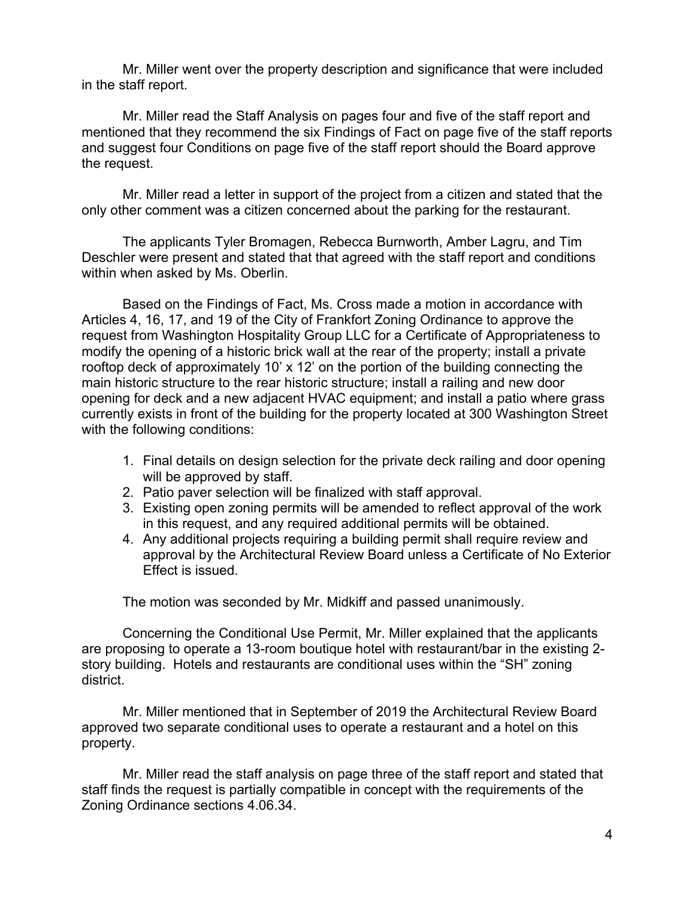Mr. Miller went over the property description and significance that were included in the staff report.

Mr. Miller read the Staff Analysis on pages four and five of the staff report and mentioned that they recommend the six Findings of Fact on page five of the staff reports and suggest four Conditions on page five of the staff report should the Board approve the request.

Mr. Miller read a letter in support of the project from a citizen and stated that the only other comment was a citizen concerned about the parking for the restaurant.

The applicants Tyler Bromagen, Rebecca Burnworth, Amber Lagru, and Tim Deschler were present and stated that that agreed with the staff report and conditions within when asked by Ms. Oberlin.

Based on the Findings of Fact, Ms. Cross made a motion in accordance with Articles 4, 16, 17, and 19 of the City of Frankfort Zoning Ordinance to approve the request from Washington Hospitality Group LLC for a Certificate of Appropriateness to modify the opening of a historic brick wall at the rear of the property; install a private rooftop deck of approximately 10' x 12' on the portion of the building connecting the main historic structure to the rear historic structure; install a railing and new door opening for deck and a new adjacent HVAC equipment; and install a patio where grass currently exists in front of the building for the property located at 300 Washington Street with the following conditions:

1. Final details on design selection for the private deck railing and door opening will be approved by staff.
2. Patio paver selection will be finalized with staff approval.
3. Existing open zoning permits will be amended to reflect approval of the work in this request, and any required additional permits will be obtained.
4. Any additional projects requiring a building permit shall require review and approval by the Architectural Review Board unless a Certificate of No Exterior Effect is issued.

The motion was seconded by Mr. Midkiff and passed unanimously.

Concerning the Conditional Use Permit, Mr. Miller explained that the applicants are proposing to operate a 13-room boutique hotel with restaurant/bar in the existing 2-story building. Hotels and restaurants are conditional uses within the "SH" zoning district.

Mr. Miller mentioned that in September of 2019 the Architectural Review Board approved two separate conditional uses to operate a restaurant and a hotel on this property.

Mr. Miller read the staff analysis on page three of the staff report and stated that staff finds the request is partially compatible in concept with the requirements of the Zoning Ordinance sections 4.06.34.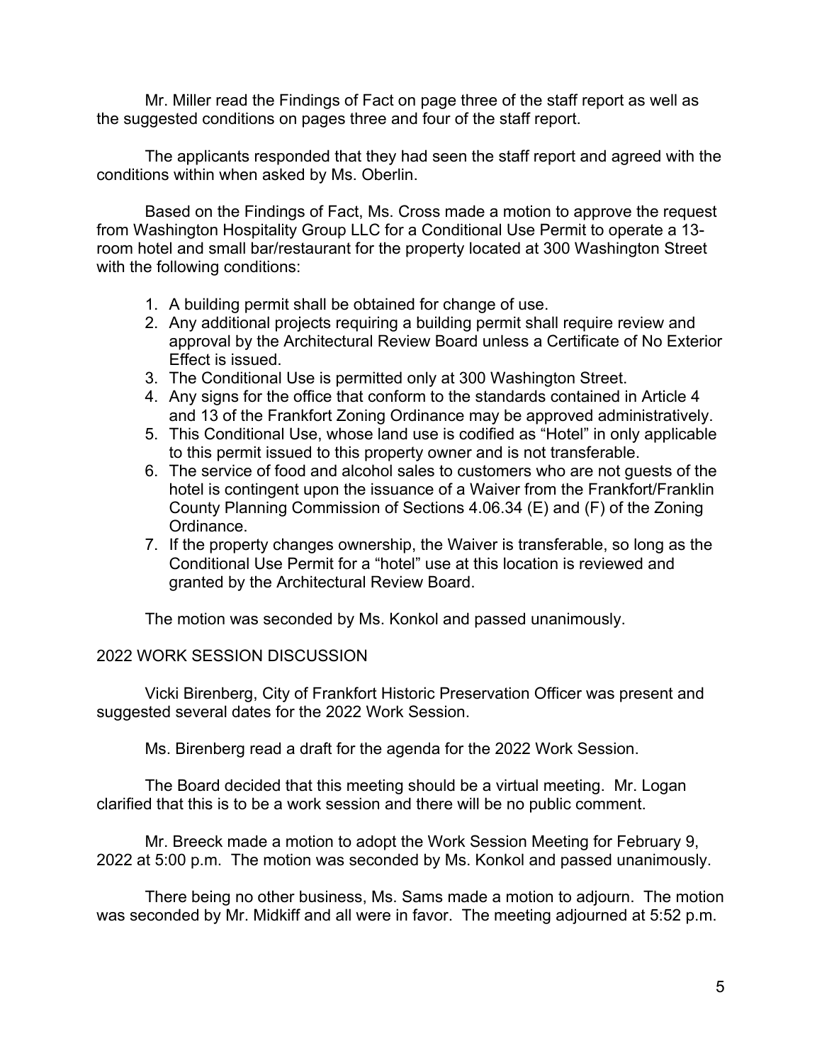Mr. Miller read the Findings of Fact on page three of the staff report as well as the suggested conditions on pages three and four of the staff report.

The applicants responded that they had seen the staff report and agreed with the conditions within when asked by Ms. Oberlin.

Based on the Findings of Fact, Ms. Cross made a motion to approve the request from Washington Hospitality Group LLC for a Conditional Use Permit to operate a 13-room hotel and small bar/restaurant for the property located at 300 Washington Street with the following conditions:

1. A building permit shall be obtained for change of use.
2. Any additional projects requiring a building permit shall require review and approval by the Architectural Review Board unless a Certificate of No Exterior Effect is issued.
3. The Conditional Use is permitted only at 300 Washington Street.
4. Any signs for the office that conform to the standards contained in Article 4 and 13 of the Frankfort Zoning Ordinance may be approved administratively.
5. This Conditional Use, whose land use is codified as "Hotel" in only applicable to this permit issued to this property owner and is not transferable.
6. The service of food and alcohol sales to customers who are not guests of the hotel is contingent upon the issuance of a Waiver from the Frankfort/Franklin County Planning Commission of Sections 4.06.34 (E) and (F) of the Zoning Ordinance.
7. If the property changes ownership, the Waiver is transferable, so long as the Conditional Use Permit for a "hotel" use at this location is reviewed and granted by the Architectural Review Board.

The motion was seconded by Ms. Konkol and passed unanimously.

## 2022 WORK SESSION DISCUSSION

Vicki Birenberg, City of Frankfort Historic Preservation Officer was present and suggested several dates for the 2022 Work Session.

Ms. Birenberg read a draft for the agenda for the 2022 Work Session.

The Board decided that this meeting should be a virtual meeting. Mr. Logan clarified that this is to be a work session and there will be no public comment.

Mr. Breeck made a motion to adopt the Work Session Meeting for February 9, 2022 at 5:00 p.m. The motion was seconded by Ms. Konkol and passed unanimously.

There being no other business, Ms. Sams made a motion to adjourn. The motion was seconded by Mr. Midkiff and all were in favor. The meeting adjourned at 5:52 p.m.